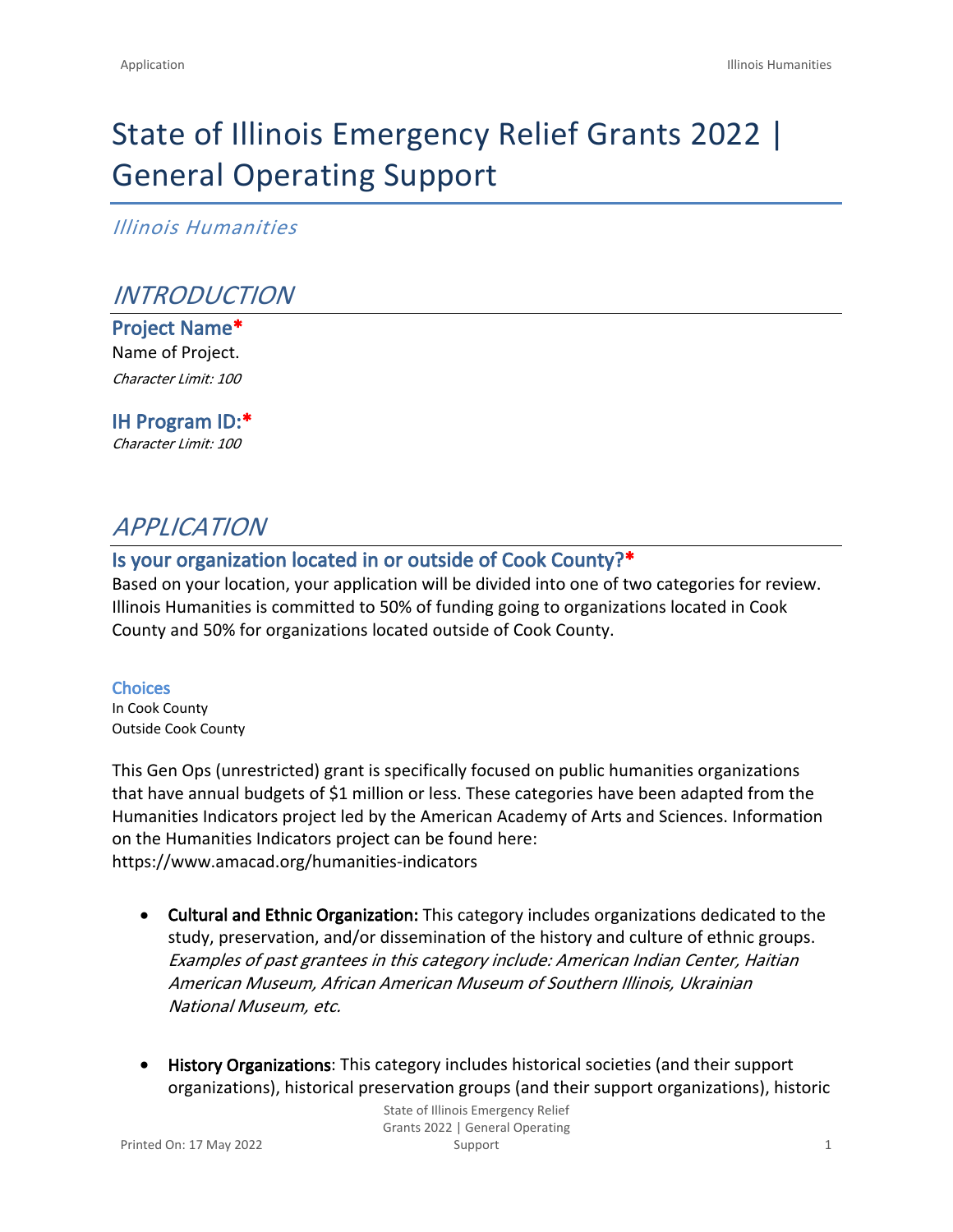# State of Illinois Emergency Relief Grants 2022 | General Operating Support

*Illinois Humanities*

## *INTRODUCTION*

### Project Name*

Name of Project.

*Character Limit: 100*

### IH Program ID:*

*Character Limit: 100*

## *APPLICATION*

### Is your organization located in or outside of Cook County?*

Based on your location, your application will be divided into one of two categories for review. Illinois Humanities is committed to 50% of funding going to organizations located in Cook County and 50% for organizations located outside of Cook County.

#### Choices

In Cook County
Outside Cook County

This Gen Ops (unrestricted) grant is specifically focused on public humanities organizations that have annual budgets of $1 million or less. These categories have been adapted from the Humanities Indicators project led by the American Academy of Arts and Sciences. Information on the Humanities Indicators project can be found here: https://www.amacad.org/humanities-indicators

- **Cultural and Ethnic Organization:** This category includes organizations dedicated to the study, preservation, and/or dissemination of the history and culture of ethnic groups. *Examples of past grantees in this category include: American Indian Center, Haitian American Museum, African American Museum of Southern Illinois, Ukrainian National Museum, etc.*

- **History Organizations**: This category includes historical societies (and their support organizations), historical preservation groups (and their support organizations), historic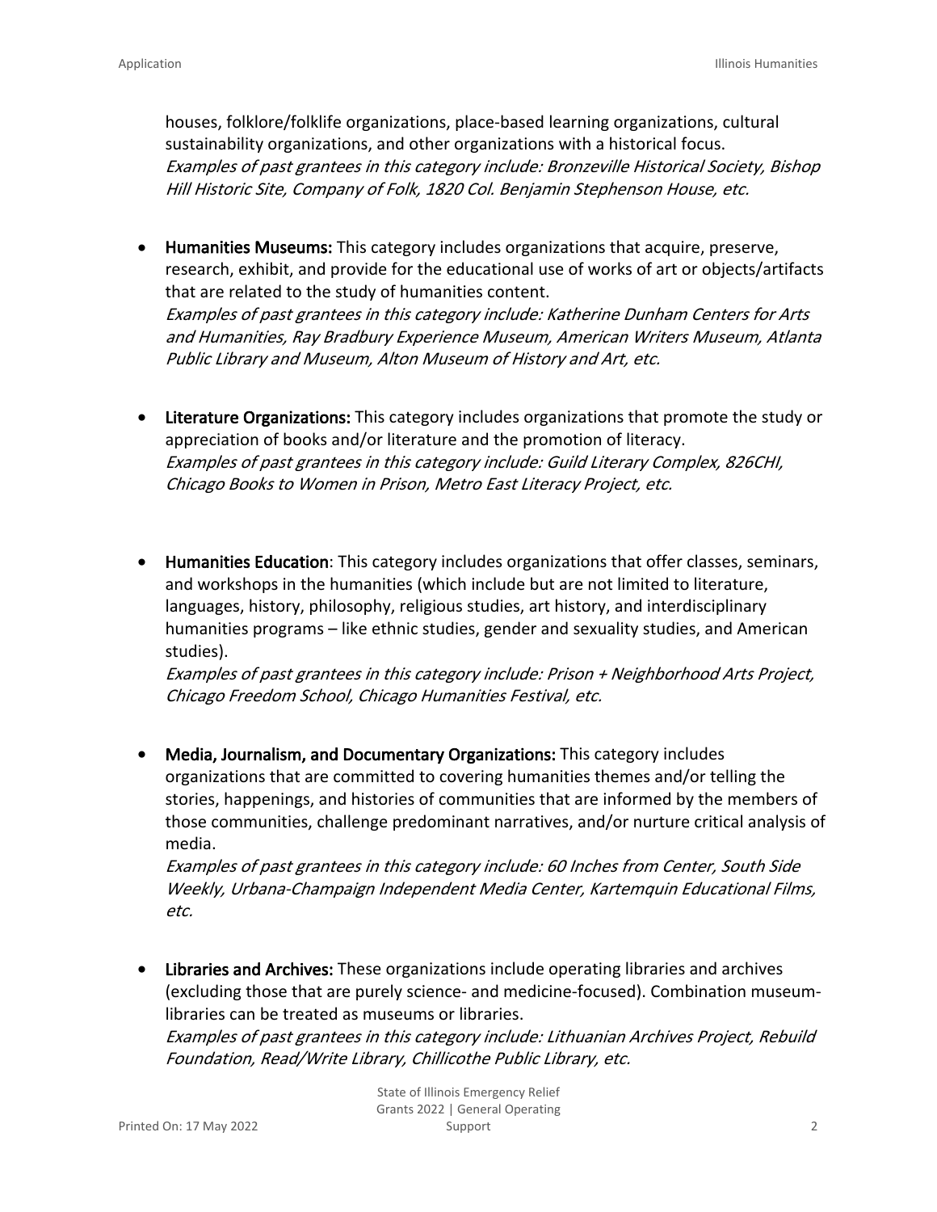houses, folklore/folklife organizations, place-based learning organizations, cultural sustainability organizations, and other organizations with a historical focus.
*Examples of past grantees in this category include: Bronzeville Historical Society, Bishop Hill Historic Site, Company of Folk, 1820 Col. Benjamin Stephenson House, etc.*

- **Humanities Museums:** This category includes organizations that acquire, preserve, research, exhibit, and provide for the educational use of works of art or objects/artifacts that are related to the study of humanities content.
  *Examples of past grantees in this category include: Katherine Dunham Centers for Arts and Humanities, Ray Bradbury Experience Museum, American Writers Museum, Atlanta Public Library and Museum, Alton Museum of History and Art, etc.*

- **Literature Organizations:** This category includes organizations that promote the study or appreciation of books and/or literature and the promotion of literacy.
  *Examples of past grantees in this category include: Guild Literary Complex, 826CHI, Chicago Books to Women in Prison, Metro East Literacy Project, etc.*

- **Humanities Education**: This category includes organizations that offer classes, seminars, and workshops in the humanities (which include but are not limited to literature, languages, history, philosophy, religious studies, art history, and interdisciplinary humanities programs – like ethnic studies, gender and sexuality studies, and American studies).
  *Examples of past grantees in this category include: Prison + Neighborhood Arts Project, Chicago Freedom School, Chicago Humanities Festival, etc.*

- **Media, Journalism, and Documentary Organizations:** This category includes organizations that are committed to covering humanities themes and/or telling the stories, happenings, and histories of communities that are informed by the members of those communities, challenge predominant narratives, and/or nurture critical analysis of media.
  *Examples of past grantees in this category include: 60 Inches from Center, South Side Weekly, Urbana-Champaign Independent Media Center, Kartemquin Educational Films, etc.*

- **Libraries and Archives:** These organizations include operating libraries and archives (excluding those that are purely science- and medicine-focused). Combination museum-libraries can be treated as museums or libraries.
  *Examples of past grantees in this category include: Lithuanian Archives Project, Rebuild Foundation, Read/Write Library, Chillicothe Public Library, etc.*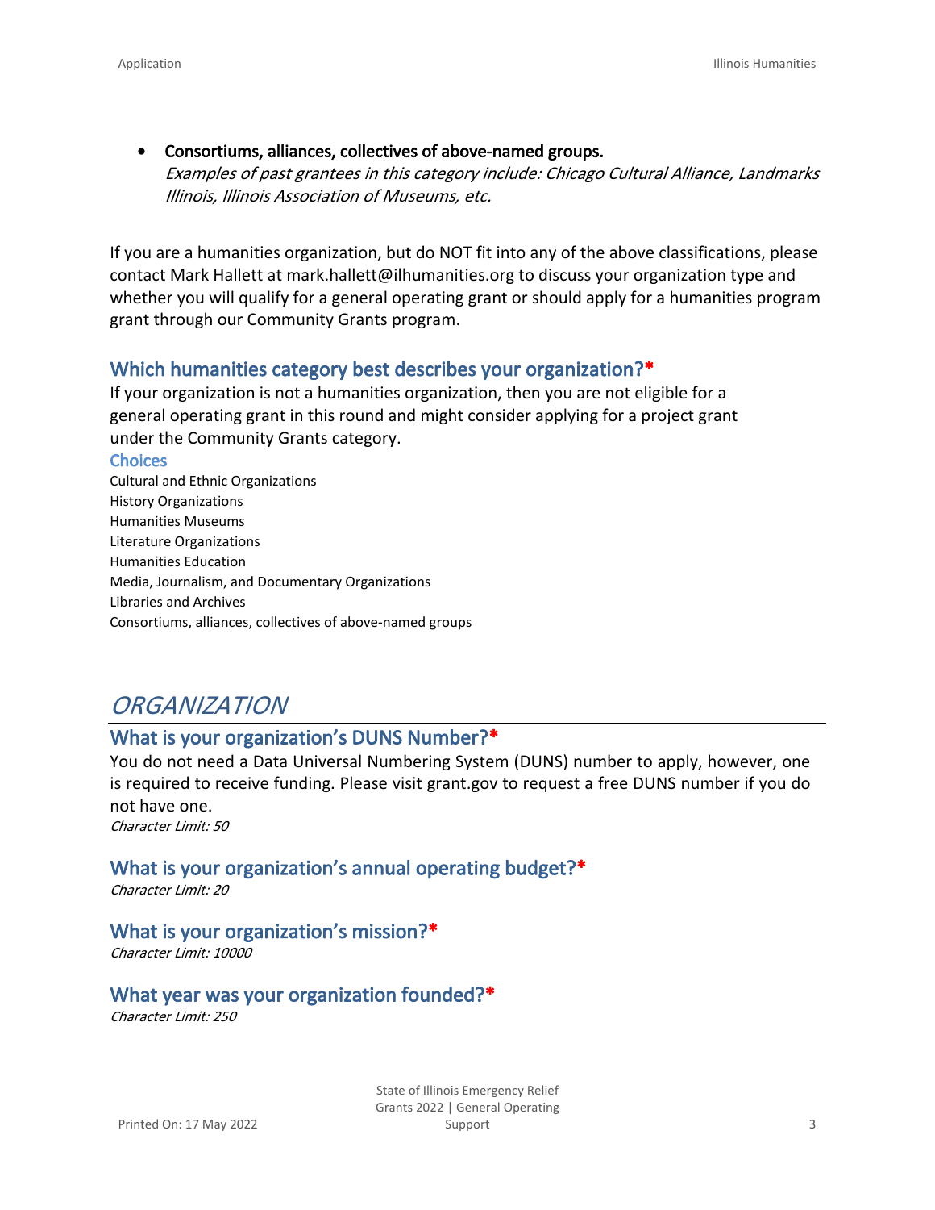- **Consortiums, alliances, collectives of above-named groups.**
  *Examples of past grantees in this category include: Chicago Cultural Alliance, Landmarks Illinois, Illinois Association of Museums, etc.*

If you are a humanities organization, but do NOT fit into any of the above classifications, please contact Mark Hallett at mark.hallett@ilhumanities.org to discuss your organization type and whether you will qualify for a general operating grant or should apply for a humanities program grant through our Community Grants program.

### Which humanities category best describes your organization?*

If your organization is not a humanities organization, then you are not eligible for a general operating grant in this round and might consider applying for a project grant under the Community Grants category.

**Choices**

Cultural and Ethnic Organizations
History Organizations
Humanities Museums
Literature Organizations
Humanities Education
Media, Journalism, and Documentary Organizations
Libraries and Archives
Consortiums, alliances, collectives of above-named groups

## *ORGANIZATION*

### What is your organization's DUNS Number?*

You do not need a Data Universal Numbering System (DUNS) number to apply, however, one is required to receive funding. Please visit grant.gov to request a free DUNS number if you do not have one.

*Character Limit: 50*

### What is your organization's annual operating budget?*

*Character Limit: 20*

### What is your organization's mission?*

*Character Limit: 10000*

### What year was your organization founded?*

*Character Limit: 250*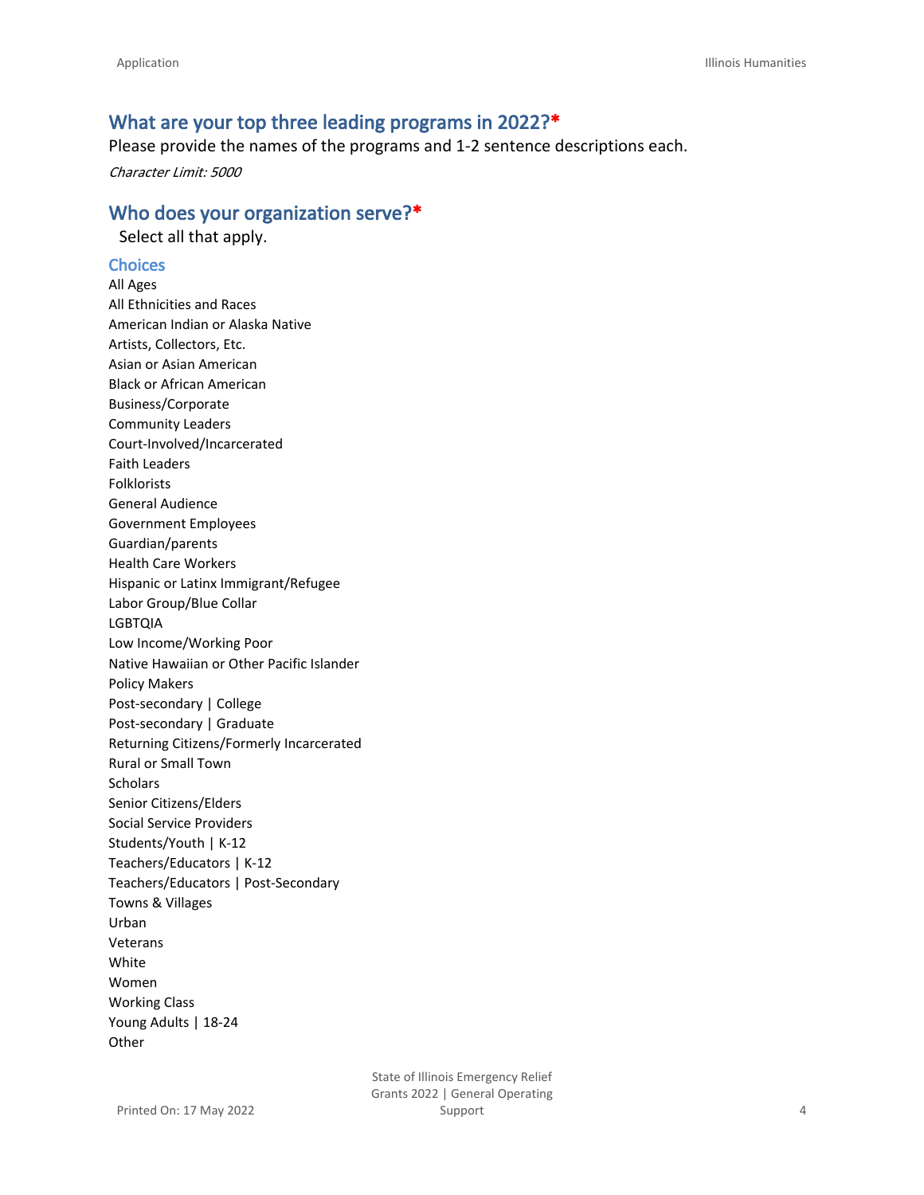## What are your top three leading programs in 2022?*

Please provide the names of the programs and 1-2 sentence descriptions each.

*Character Limit: 5000*

## Who does your organization serve?*

Select all that apply.

### Choices

All Ages
All Ethnicities and Races
American Indian or Alaska Native
Artists, Collectors, Etc.
Asian or Asian American
Black or African American
Business/Corporate
Community Leaders
Court-Involved/Incarcerated
Faith Leaders
Folklorists
General Audience
Government Employees
Guardian/parents
Health Care Workers
Hispanic or Latinx Immigrant/Refugee
Labor Group/Blue Collar
LGBTQIA
Low Income/Working Poor
Native Hawaiian or Other Pacific Islander
Policy Makers
Post-secondary | College
Post-secondary | Graduate
Returning Citizens/Formerly Incarcerated
Rural or Small Town
Scholars
Senior Citizens/Elders
Social Service Providers
Students/Youth | K-12
Teachers/Educators | K-12
Teachers/Educators | Post-Secondary
Towns & Villages
Urban
Veterans
White
Women
Working Class
Young Adults | 18-24
Other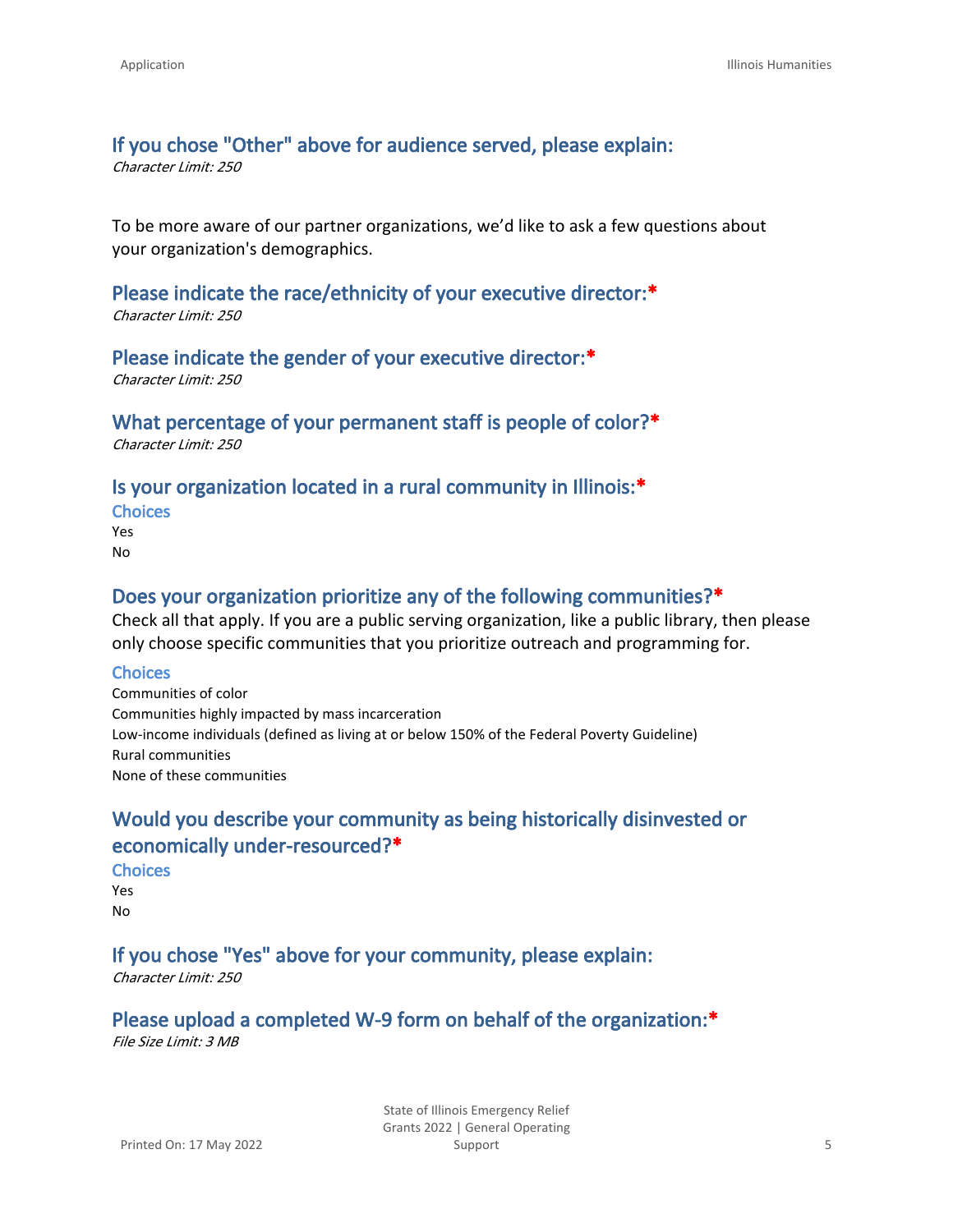### If you chose "Other" above for audience served, please explain:
*Character Limit: 250*

To be more aware of our partner organizations, we'd like to ask a few questions about your organization's demographics.

### Please indicate the race/ethnicity of your executive director:*
*Character Limit: 250*

### Please indicate the gender of your executive director:*
*Character Limit: 250*

### What percentage of your permanent staff is people of color?*
*Character Limit: 250*

### Is your organization located in a rural community in Illinois:*
#### Choices
Yes
No

### Does your organization prioritize any of the following communities?*
Check all that apply. If you are a public serving organization, like a public library, then please only choose specific communities that you prioritize outreach and programming for.

#### Choices
Communities of color
Communities highly impacted by mass incarceration
Low-income individuals (defined as living at or below 150% of the Federal Poverty Guideline)
Rural communities
None of these communities

### Would you describe your community as being historically disinvested or economically under-resourced?*
#### Choices
Yes
No

### If you chose "Yes" above for your community, please explain:
*Character Limit: 250*

### Please upload a completed W-9 form on behalf of the organization:*
*File Size Limit: 3 MB*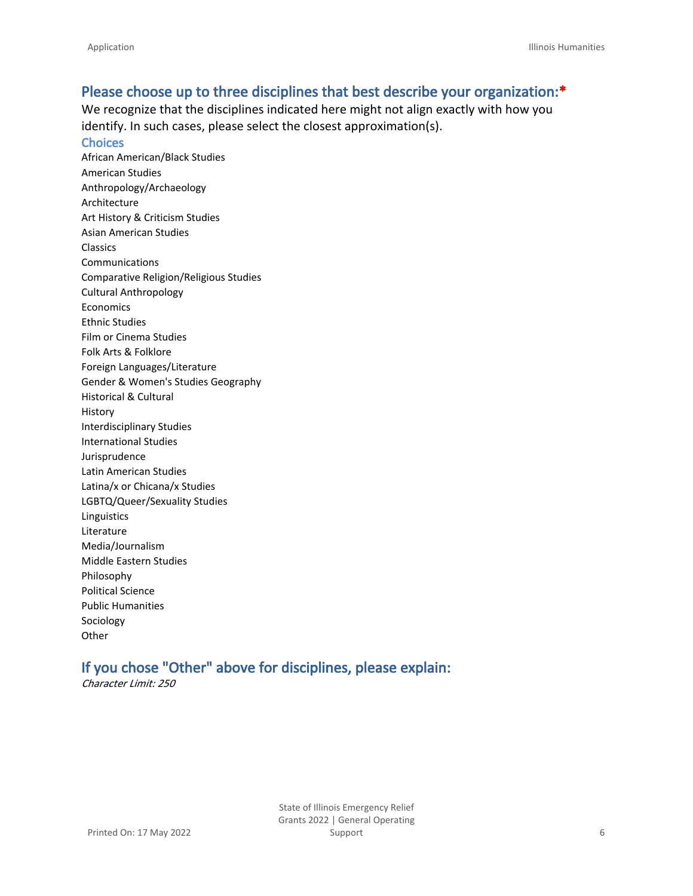## Please choose up to three disciplines that best describe your organization:*

We recognize that the disciplines indicated here might not align exactly with how you identify. In such cases, please select the closest approximation(s).

### Choices

African American/Black Studies
American Studies
Anthropology/Archaeology
Architecture
Art History & Criticism Studies
Asian American Studies
Classics
Communications
Comparative Religion/Religious Studies
Cultural Anthropology
Economics
Ethnic Studies
Film or Cinema Studies
Folk Arts & Folklore
Foreign Languages/Literature
Gender & Women's Studies Geography
Historical & Cultural
History
Interdisciplinary Studies
International Studies
Jurisprudence
Latin American Studies
Latina/x or Chicana/x Studies
LGBTQ/Queer/Sexuality Studies
Linguistics
Literature
Media/Journalism
Middle Eastern Studies
Philosophy
Political Science
Public Humanities
Sociology
Other

## If you chose "Other" above for disciplines, please explain:

*Character Limit: 250*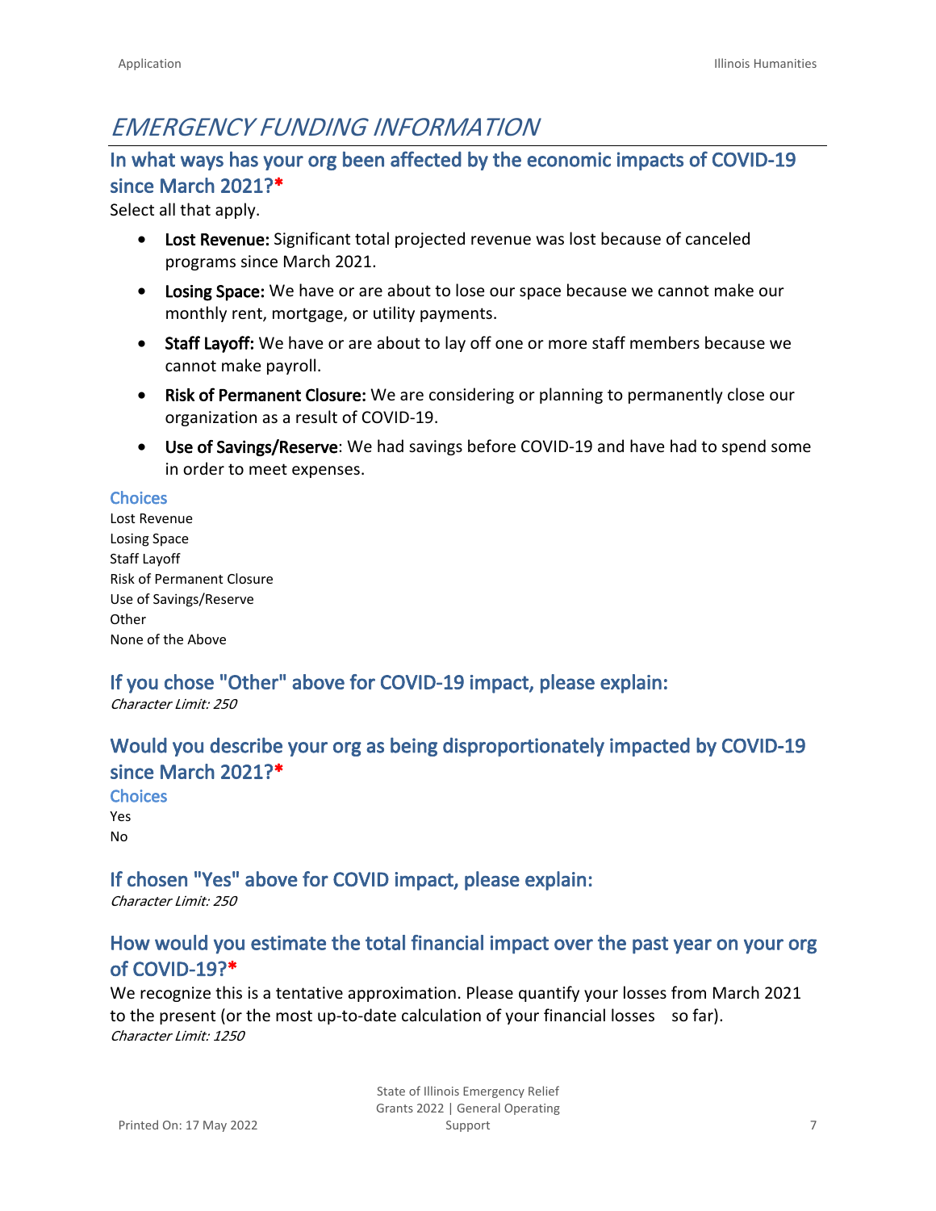# *EMERGENCY FUNDING INFORMATION*

## In what ways has your org been affected by the economic impacts of COVID-19 since March 2021?*

Select all that apply.

- **Lost Revenue:** Significant total projected revenue was lost because of canceled programs since March 2021.
- **Losing Space:** We have or are about to lose our space because we cannot make our monthly rent, mortgage, or utility payments.
- **Staff Layoff:** We have or are about to lay off one or more staff members because we cannot make payroll.
- **Risk of Permanent Closure:** We are considering or planning to permanently close our organization as a result of COVID-19.
- **Use of Savings/Reserve**: We had savings before COVID-19 and have had to spend some in order to meet expenses.

### Choices

Lost Revenue
Losing Space
Staff Layoff
Risk of Permanent Closure
Use of Savings/Reserve
Other
None of the Above

## If you chose "Other" above for COVID-19 impact, please explain:

*Character Limit: 250*

## Would you describe your org as being disproportionately impacted by COVID-19 since March 2021?*

### Choices

Yes
No

## If chosen "Yes" above for COVID impact, please explain:

*Character Limit: 250*

## How would you estimate the total financial impact over the past year on your org of COVID-19?*

We recognize this is a tentative approximation. Please quantify your losses from March 2021 to the present (or the most up-to-date calculation of your financial losses so far).

*Character Limit: 1250*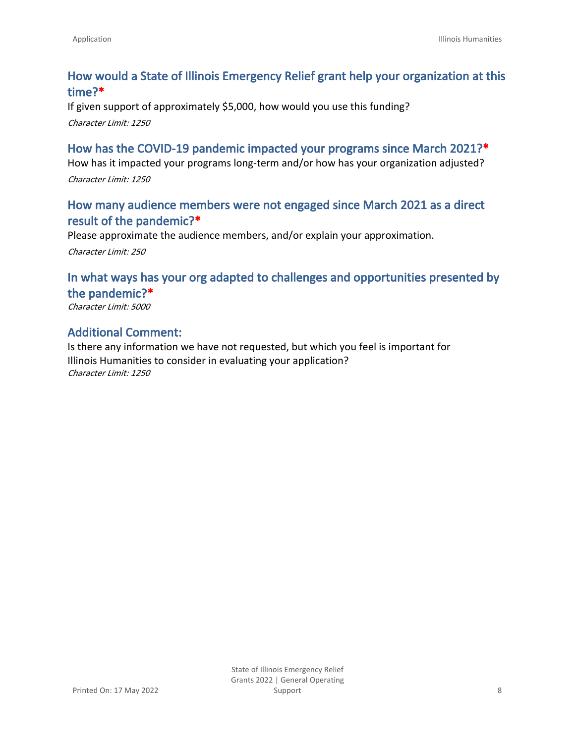## How would a State of Illinois Emergency Relief grant help your organization at this time?*

If given support of approximately $5,000, how would you use this funding?

*Character Limit: 1250*

## How has the COVID-19 pandemic impacted your programs since March 2021?*

How has it impacted your programs long-term and/or how has your organization adjusted?

*Character Limit: 1250*

## How many audience members were not engaged since March 2021 as a direct result of the pandemic?*

Please approximate the audience members, and/or explain your approximation.

*Character Limit: 250*

## In what ways has your org adapted to challenges and opportunities presented by the pandemic?*

*Character Limit: 5000*

## Additional Comment:

Is there any information we have not requested, but which you feel is important for Illinois Humanities to consider in evaluating your application?

*Character Limit: 1250*